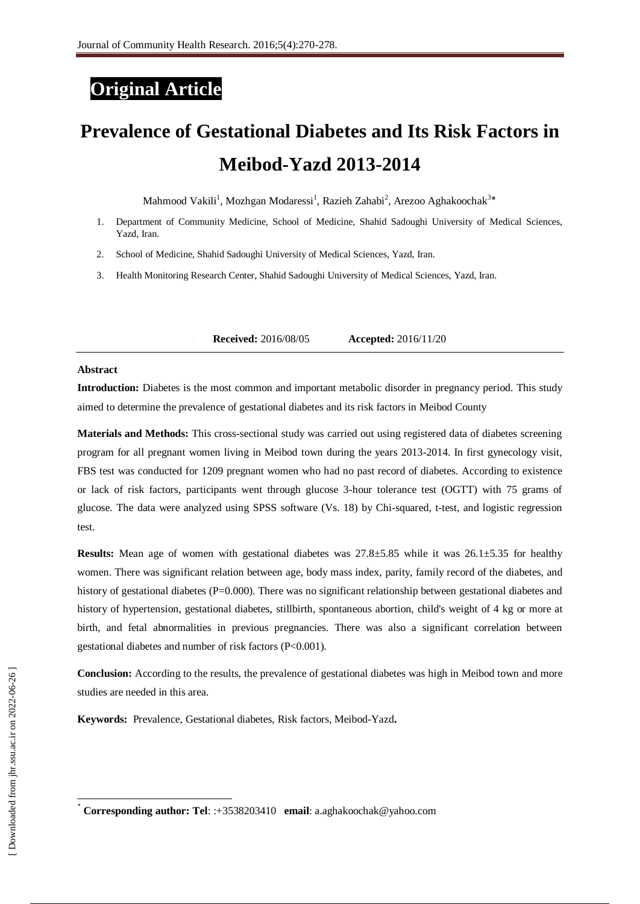**Original Article**

# Prevalence of Gestational Diabetes and Its Risk Factors in Meibod-Yazd 2013-2014

Mahmood Vakili[1], Mozhgan Modaressi[1], Razieh Zahabi[2], Arezoo Aghakoochak[3*]

1. Department of Community Medicine, School of Medicine, Shahid Sadoughi University of Medical Sciences, Yazd, Iran.
2. School of Medicine, Shahid Sadoughi University of Medical Sciences, Yazd, Iran.
3. Health Monitoring Research Center, Shahid Sadoughi University of Medical Sciences, Yazd, Iran.

**Received:** 2016/08/05 **Accepted:** 2016/11/20

## Abstract

**Introduction:** Diabetes is the most common and important metabolic disorder in pregnancy period. This study aimed to determine the prevalence of gestational diabetes and its risk factors in Meibod County

**Materials and Methods:** This cross-sectional study was carried out using registered data of diabetes screening program for all pregnant women living in Meibod town during the years 2013-2014. In first gynecology visit, FBS test was conducted for 1209 pregnant women who had no past record of diabetes. According to existence or lack of risk factors, participants went through glucose 3-hour tolerance test (OGTT) with 75 grams of glucose. The data were analyzed using SPSS software (Vs. 18) by Chi-squared, t-test, and logistic regression test.

**Results:** Mean age of women with gestational diabetes was 27.8±5.85 while it was 26.1±5.35 for healthy women. There was significant relation between age, body mass index, parity, family record of the diabetes, and history of gestational diabetes (P=0.000). There was no significant relationship between gestational diabetes and history of hypertension, gestational diabetes, stillbirth, spontaneous abortion, child's weight of 4 kg or more at birth, and fetal abnormalities in previous pregnancies. There was also a significant correlation between gestational diabetes and number of risk factors (P<0.001).

**Conclusion:** According to the results, the prevalence of gestational diabetes was high in Meibod town and more studies are needed in this area.

**Keywords:** Prevalence, Gestational diabetes, Risk factors, Meibod-Yazd**.**

---

[*] **Corresponding author: Tel**: :+3538203410 **email**: a.aghakoochak@yahoo.com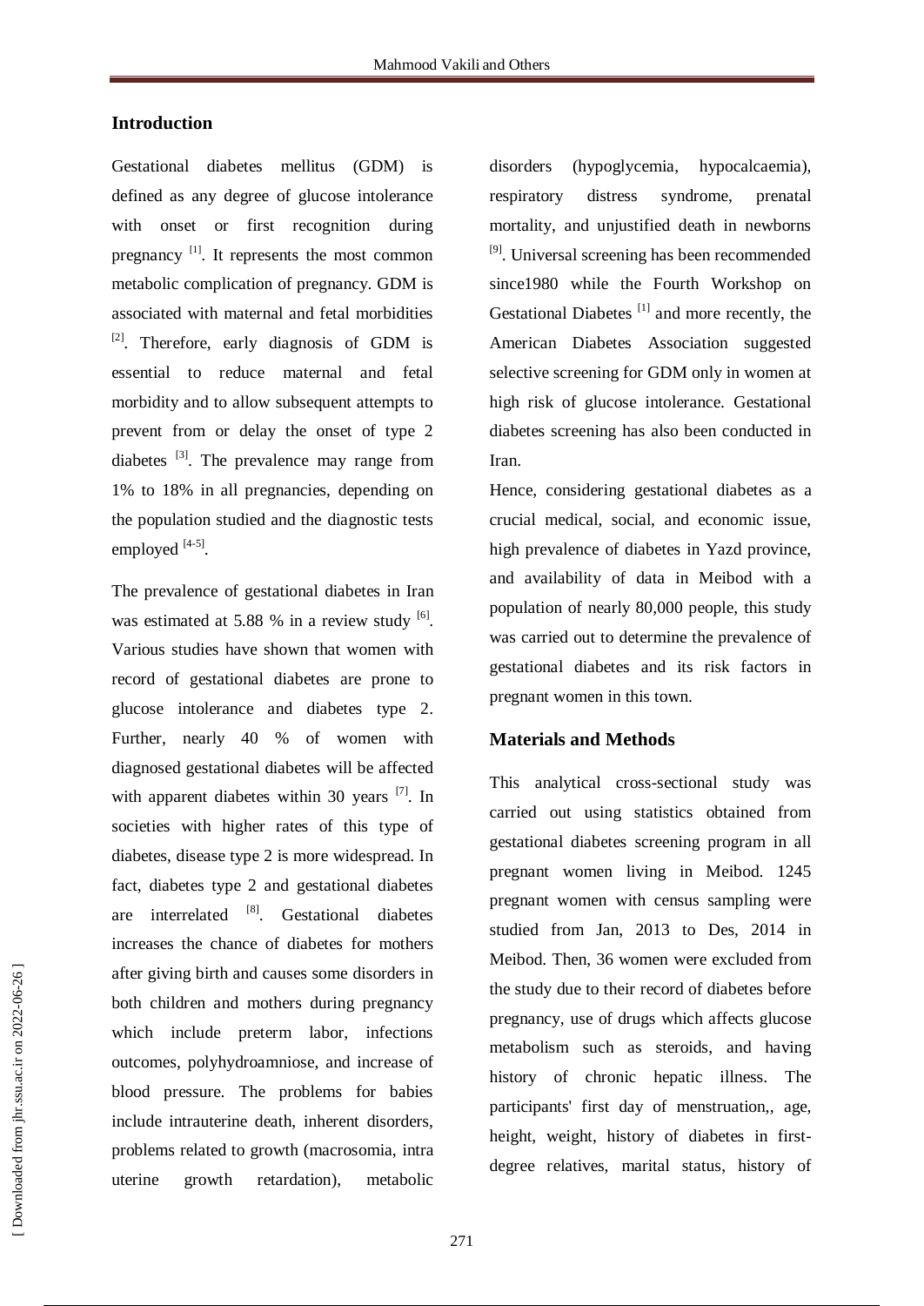## Introduction

Gestational diabetes mellitus (GDM) is defined as any degree of glucose intolerance with onset or first recognition during pregnancy [1]. It represents the most common metabolic complication of pregnancy. GDM is associated with maternal and fetal morbidities [2]. Therefore, early diagnosis of GDM is essential to reduce maternal and fetal morbidity and to allow subsequent attempts to prevent from or delay the onset of type 2 diabetes [3]. The prevalence may range from 1% to 18% in all pregnancies, depending on the population studied and the diagnostic tests employed [4-5].

The prevalence of gestational diabetes in Iran was estimated at 5.88 % in a review study [6]. Various studies have shown that women with record of gestational diabetes are prone to glucose intolerance and diabetes type 2. Further, nearly 40 % of women with diagnosed gestational diabetes will be affected with apparent diabetes within 30 years [7]. In societies with higher rates of this type of diabetes, disease type 2 is more widespread. In fact, diabetes type 2 and gestational diabetes are interrelated [8]. Gestational diabetes increases the chance of diabetes for mothers after giving birth and causes some disorders in both children and mothers during pregnancy which include preterm labor, infections outcomes, polyhydroamniose, and increase of blood pressure. The problems for babies include intrauterine death, inherent disorders, problems related to growth (macrosomia, intra uterine growth retardation), metabolic disorders (hypoglycemia, hypocalcaemia), respiratory distress syndrome, prenatal mortality, and unjustified death in newborns [9]. Universal screening has been recommended since1980 while the Fourth Workshop on Gestational Diabetes [1] and more recently, the American Diabetes Association suggested selective screening for GDM only in women at high risk of glucose intolerance. Gestational diabetes screening has also been conducted in Iran.

Hence, considering gestational diabetes as a crucial medical, social, and economic issue, high prevalence of diabetes in Yazd province, and availability of data in Meibod with a population of nearly 80,000 people, this study was carried out to determine the prevalence of gestational diabetes and its risk factors in pregnant women in this town.

## Materials and Methods

This analytical cross-sectional study was carried out using statistics obtained from gestational diabetes screening program in all pregnant women living in Meibod. 1245 pregnant women with census sampling were studied from Jan, 2013 to Des, 2014 in Meibod. Then, 36 women were excluded from the study due to their record of diabetes before pregnancy, use of drugs which affects glucose metabolism such as steroids, and having history of chronic hepatic illness. The participants' first day of menstruation,, age, height, weight, history of diabetes in first-degree relatives, marital status, history of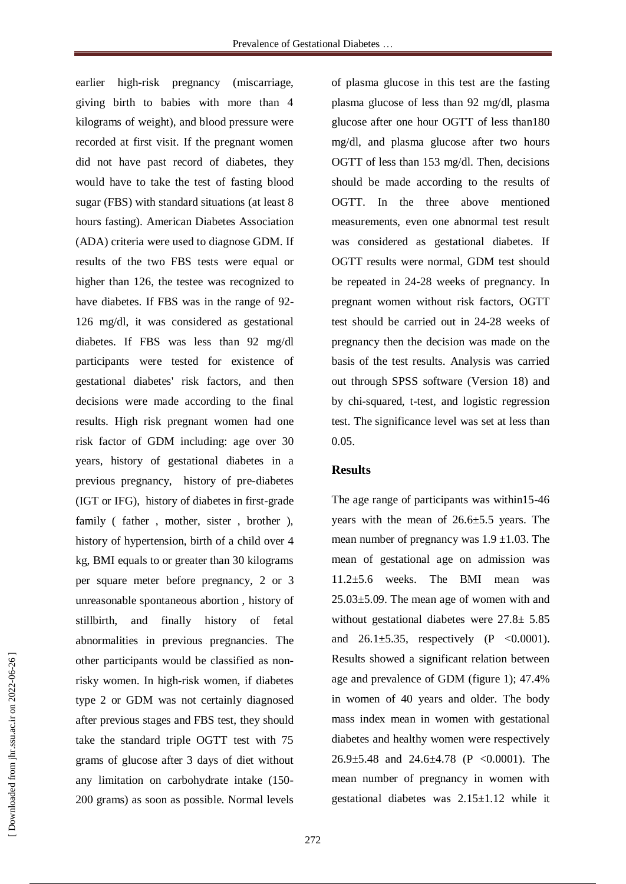earlier high-risk pregnancy (miscarriage, giving birth to babies with more than 4 kilograms of weight), and blood pressure were recorded at first visit. If the pregnant women did not have past record of diabetes, they would have to take the test of fasting blood sugar (FBS) with standard situations (at least 8 hours fasting). American Diabetes Association (ADA) criteria were used to diagnose GDM. If results of the two FBS tests were equal or higher than 126, the testee was recognized to have diabetes. If FBS was in the range of 92-126 mg/dl, it was considered as gestational diabetes. If FBS was less than 92 mg/dl participants were tested for existence of gestational diabetes' risk factors, and then decisions were made according to the final results. High risk pregnant women had one risk factor of GDM including: age over 30 years, history of gestational diabetes in a previous pregnancy, history of pre-diabetes (IGT or IFG), history of diabetes in first-grade family ( father , mother, sister , brother ), history of hypertension, birth of a child over 4 kg, BMI equals to or greater than 30 kilograms per square meter before pregnancy, 2 or 3 unreasonable spontaneous abortion , history of stillbirth, and finally history of fetal abnormalities in previous pregnancies. The other participants would be classified as non-risky women. In high-risk women, if diabetes type 2 or GDM was not certainly diagnosed after previous stages and FBS test, they should take the standard triple OGTT test with 75 grams of glucose after 3 days of diet without any limitation on carbohydrate intake (150-200 grams) as soon as possible. Normal levels of plasma glucose in this test are the fasting plasma glucose of less than 92 mg/dl, plasma glucose after one hour OGTT of less than180 mg/dl, and plasma glucose after two hours OGTT of less than 153 mg/dl. Then, decisions should be made according to the results of OGTT. In the three above mentioned measurements, even one abnormal test result was considered as gestational diabetes. If OGTT results were normal, GDM test should be repeated in 24-28 weeks of pregnancy. In pregnant women without risk factors, OGTT test should be carried out in 24-28 weeks of pregnancy then the decision was made on the basis of the test results. Analysis was carried out through SPSS software (Version 18) and by chi-squared, t-test, and logistic regression test. The significance level was set at less than 0.05.

## Results

The age range of participants was within15-46 years with the mean of 26.6±5.5 years. The mean number of pregnancy was 1.9 ±1.03. The mean of gestational age on admission was 11.2±5.6 weeks. The BMI mean was 25.03±5.09. The mean age of women with and without gestational diabetes were 27.8± 5.85 and 26.1±5.35, respectively ($P < 0.0001$). Results showed a significant relation between age and prevalence of GDM (figure 1); 47.4% in women of 40 years and older. The body mass index mean in women with gestational diabetes and healthy women were respectively 26.9±5.48 and 24.6±4.78 ($P < 0.0001$). The mean number of pregnancy in women with gestational diabetes was 2.15±1.12 while it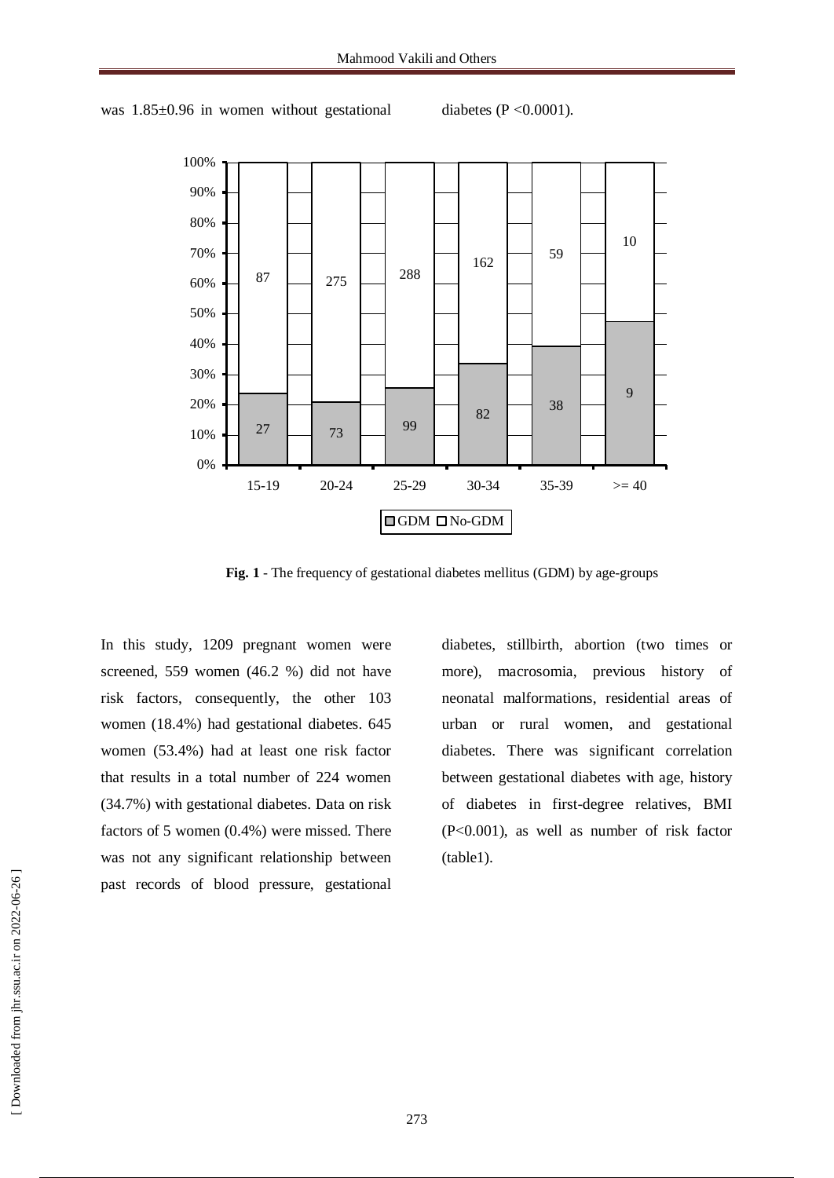was 1.85±0.96 in women without gestational diabetes (P <0.0001).

**Fig. 1** - The frequency of gestational diabetes mellitus (GDM) by age-groups

In this study, 1209 pregnant women were screened, 559 women (46.2 %) did not have risk factors, consequently, the other 103 women (18.4%) had gestational diabetes. 645 women (53.4%) had at least one risk factor that results in a total number of 224 women (34.7%) with gestational diabetes. Data on risk factors of 5 women (0.4%) were missed. There was not any significant relationship between past records of blood pressure, gestational diabetes, stillbirth, abortion (two times or more), macrosomia, previous history of neonatal malformations, residential areas of urban or rural women, and gestational diabetes. There was significant correlation between gestational diabetes with age, history of diabetes in first-degree relatives, BMI (P<0.001), as well as number of risk factor (table1).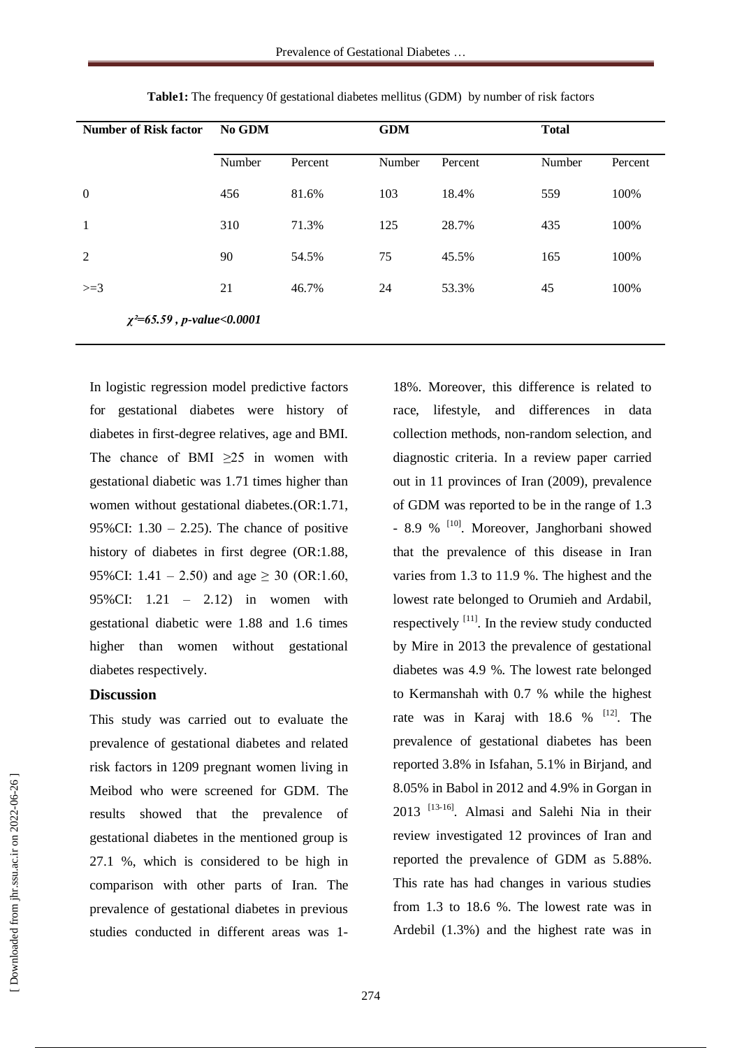**Table1:** The frequency 0f gestational diabetes mellitus (GDM) by number of risk factors

| Number of Risk factor | No GDM | | GDM | | Total | |
|---|---|---|---|---|---|---|
| | Number | Percent | Number | Percent | Number | Percent |
| 0 | 456 | 81.6% | 103 | 18.4% | 559 | 100% |
| 1 | 310 | 71.3% | 125 | 28.7% | 435 | 100% |
| 2 | 90 | 54.5% | 75 | 45.5% | 165 | 100% |
| >=3 | 21 | 46.7% | 24 | 53.3% | 45 | 100% |

*$\chi^2$=65.59 , p-value<0.0001*

In logistic regression model predictive factors for gestational diabetes were history of diabetes in first-degree relatives, age and BMI. The chance of BMI ≥25 in women with gestational diabetic was 1.71 times higher than women without gestational diabetes.(OR:1.71, 95%CI: 1.30 – 2.25). The chance of positive history of diabetes in first degree (OR:1.88, 95%CI: 1.41 – 2.50) and age ≥ 30 (OR:1.60, 95%CI: 1.21 – 2.12) in women with gestational diabetic were 1.88 and 1.6 times higher than women without gestational diabetes respectively.

## Discussion

This study was carried out to evaluate the prevalence of gestational diabetes and related risk factors in 1209 pregnant women living in Meibod who were screened for GDM. The results showed that the prevalence of gestational diabetes in the mentioned group is 27.1 %, which is considered to be high in comparison with other parts of Iran. The prevalence of gestational diabetes in previous studies conducted in different areas was 1-18%. Moreover, this difference is related to race, lifestyle, and differences in data collection methods, non-random selection, and diagnostic criteria. In a review paper carried out in 11 provinces of Iran (2009), prevalence of GDM was reported to be in the range of 1.3 - 8.9 % [10]. Moreover, Janghorbani showed that the prevalence of this disease in Iran varies from 1.3 to 11.9 %. The highest and the lowest rate belonged to Orumieh and Ardabil, respectively [11]. In the review study conducted by Mire in 2013 the prevalence of gestational diabetes was 4.9 %. The lowest rate belonged to Kermanshah with 0.7 % while the highest rate was in Karaj with 18.6 % [12]. The prevalence of gestational diabetes has been reported 3.8% in Isfahan, 5.1% in Birjand, and 8.05% in Babol in 2012 and 4.9% in Gorgan in 2013 [13-16]. Almasi and Salehi Nia in their review investigated 12 provinces of Iran and reported the prevalence of GDM as 5.88%. This rate has had changes in various studies from 1.3 to 18.6 %. The lowest rate was in Ardebil (1.3%) and the highest rate was in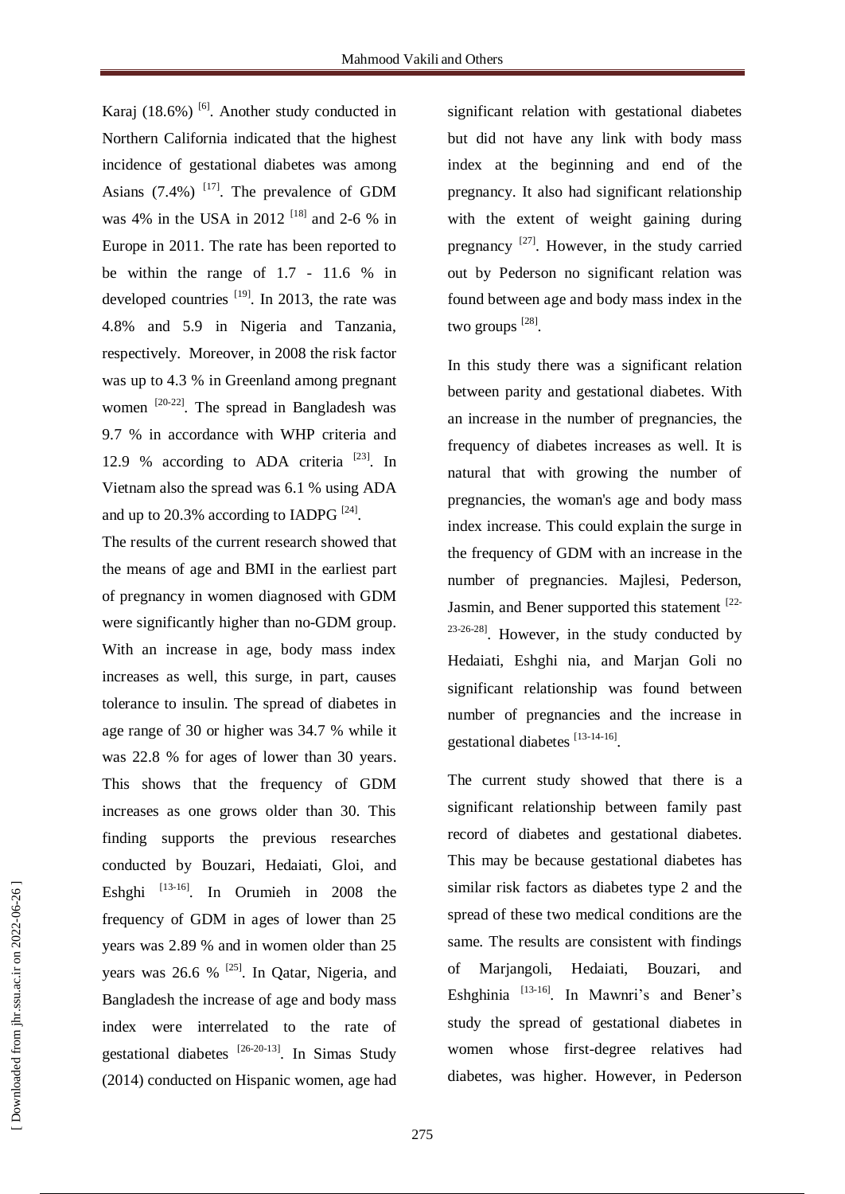Karaj (18.6%) [6]. Another study conducted in Northern California indicated that the highest incidence of gestational diabetes was among Asians (7.4%) [17]. The prevalence of GDM was 4% in the USA in 2012 [18] and 2-6 % in Europe in 2011. The rate has been reported to be within the range of 1.7 - 11.6 % in developed countries [19]. In 2013, the rate was 4.8% and 5.9 in Nigeria and Tanzania, respectively. Moreover, in 2008 the risk factor was up to 4.3 % in Greenland among pregnant women [20-22]. The spread in Bangladesh was 9.7 % in accordance with WHP criteria and 12.9 % according to ADA criteria [23]. In Vietnam also the spread was 6.1 % using ADA and up to 20.3% according to IADPG [24].

The results of the current research showed that the means of age and BMI in the earliest part of pregnancy in women diagnosed with GDM were significantly higher than no-GDM group. With an increase in age, body mass index increases as well, this surge, in part, causes tolerance to insulin. The spread of diabetes in age range of 30 or higher was 34.7 % while it was 22.8 % for ages of lower than 30 years. This shows that the frequency of GDM increases as one grows older than 30. This finding supports the previous researches conducted by Bouzari, Hedaiati, Gloi, and Eshghi [13-16]. In Orumieh in 2008 the frequency of GDM in ages of lower than 25 years was 2.89 % and in women older than 25 years was 26.6 % [25]. In Qatar, Nigeria, and Bangladesh the increase of age and body mass index were interrelated to the rate of gestational diabetes [26-20-13]. In Simas Study (2014) conducted on Hispanic women, age had significant relation with gestational diabetes but did not have any link with body mass index at the beginning and end of the pregnancy. It also had significant relationship with the extent of weight gaining during pregnancy [27]. However, in the study carried out by Pederson no significant relation was found between age and body mass index in the two groups [28].

In this study there was a significant relation between parity and gestational diabetes. With an increase in the number of pregnancies, the frequency of diabetes increases as well. It is natural that with growing the number of pregnancies, the woman's age and body mass index increase. This could explain the surge in the frequency of GDM with an increase in the number of pregnancies. Majlesi, Pederson, Jasmin, and Bener supported this statement [22-23-26-28]. However, in the study conducted by Hedaiati, Eshghi nia, and Marjan Goli no significant relationship was found between number of pregnancies and the increase in gestational diabetes [13-14-16].

The current study showed that there is a significant relationship between family past record of diabetes and gestational diabetes. This may be because gestational diabetes has similar risk factors as diabetes type 2 and the spread of these two medical conditions are the same. The results are consistent with findings of Marjangoli, Hedaiati, Bouzari, and Eshghinia [13-16]. In Mawnri's and Bener's study the spread of gestational diabetes in women whose first-degree relatives had diabetes, was higher. However, in Pederson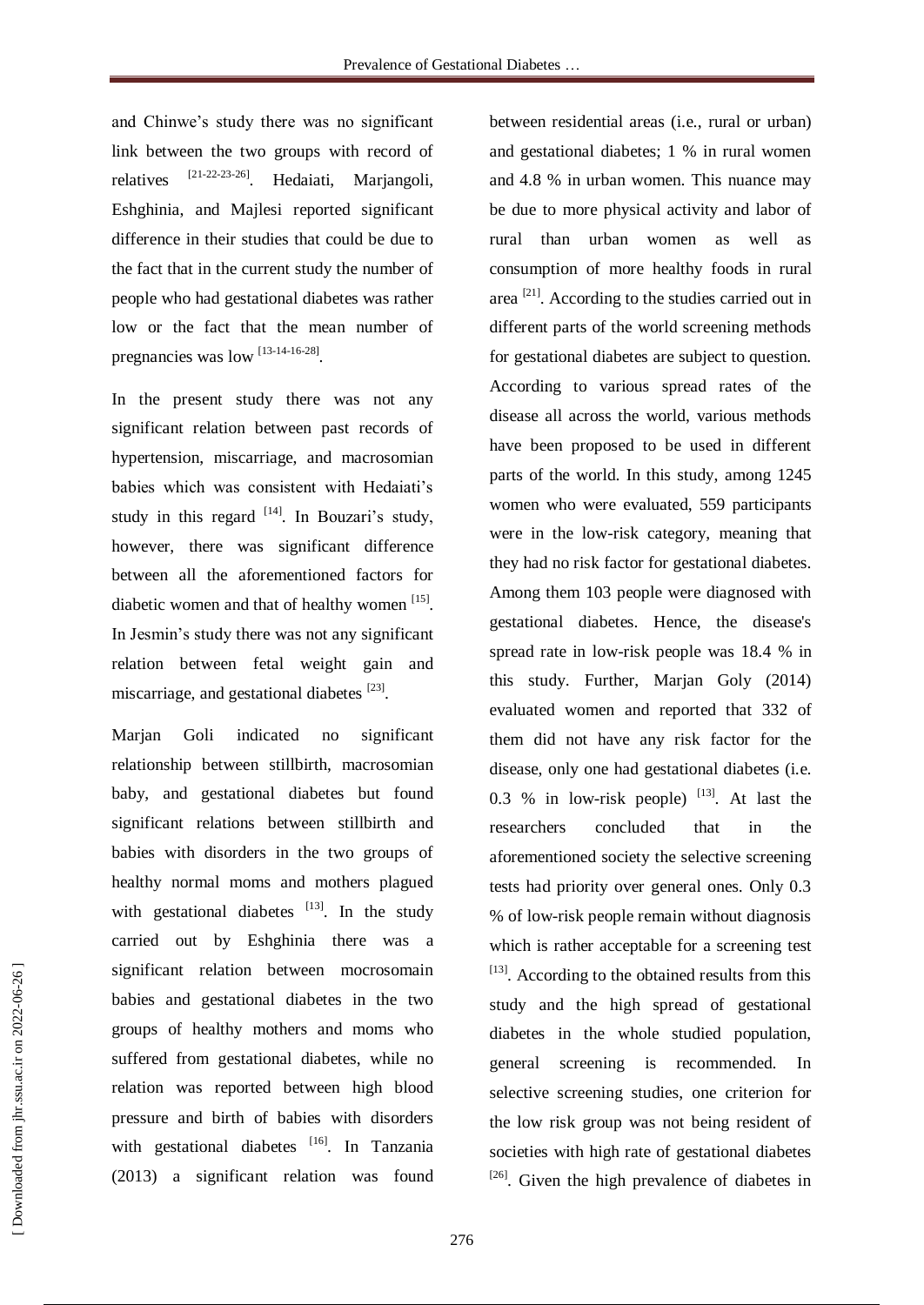and Chinwe's study there was no significant link between the two groups with record of relatives [21-22-23-26]. Hedaiati, Marjangoli, Eshghinia, and Majlesi reported significant difference in their studies that could be due to the fact that in the current study the number of people who had gestational diabetes was rather low or the fact that the mean number of pregnancies was low [13-14-16-28].

In the present study there was not any significant relation between past records of hypertension, miscarriage, and macrosomian babies which was consistent with Hedaiati's study in this regard [14]. In Bouzari's study, however, there was significant difference between all the aforementioned factors for diabetic women and that of healthy women [15]. In Jesmin's study there was not any significant relation between fetal weight gain and miscarriage, and gestational diabetes [23].

Marjan Goli indicated no significant relationship between stillbirth, macrosomian baby, and gestational diabetes but found significant relations between stillbirth and babies with disorders in the two groups of healthy normal moms and mothers plagued with gestational diabetes [13]. In the study carried out by Eshghinia there was a significant relation between mocrosomain babies and gestational diabetes in the two groups of healthy mothers and moms who suffered from gestational diabetes, while no relation was reported between high blood pressure and birth of babies with disorders with gestational diabetes [16]. In Tanzania (2013) a significant relation was found between residential areas (i.e., rural or urban) and gestational diabetes; 1 % in rural women and 4.8 % in urban women. This nuance may be due to more physical activity and labor of rural than urban women as well as consumption of more healthy foods in rural area [21]. According to the studies carried out in different parts of the world screening methods for gestational diabetes are subject to question. According to various spread rates of the disease all across the world, various methods have been proposed to be used in different parts of the world. In this study, among 1245 women who were evaluated, 559 participants were in the low-risk category, meaning that they had no risk factor for gestational diabetes. Among them 103 people were diagnosed with gestational diabetes. Hence, the disease's spread rate in low-risk people was 18.4 % in this study. Further, Marjan Goly (2014) evaluated women and reported that 332 of them did not have any risk factor for the disease, only one had gestational diabetes (i.e. 0.3 % in low-risk people) [13]. At last the researchers concluded that in the aforementioned society the selective screening tests had priority over general ones. Only 0.3 % of low-risk people remain without diagnosis which is rather acceptable for a screening test [13]. According to the obtained results from this study and the high spread of gestational diabetes in the whole studied population, general screening is recommended. In selective screening studies, one criterion for the low risk group was not being resident of societies with high rate of gestational diabetes [26]. Given the high prevalence of diabetes in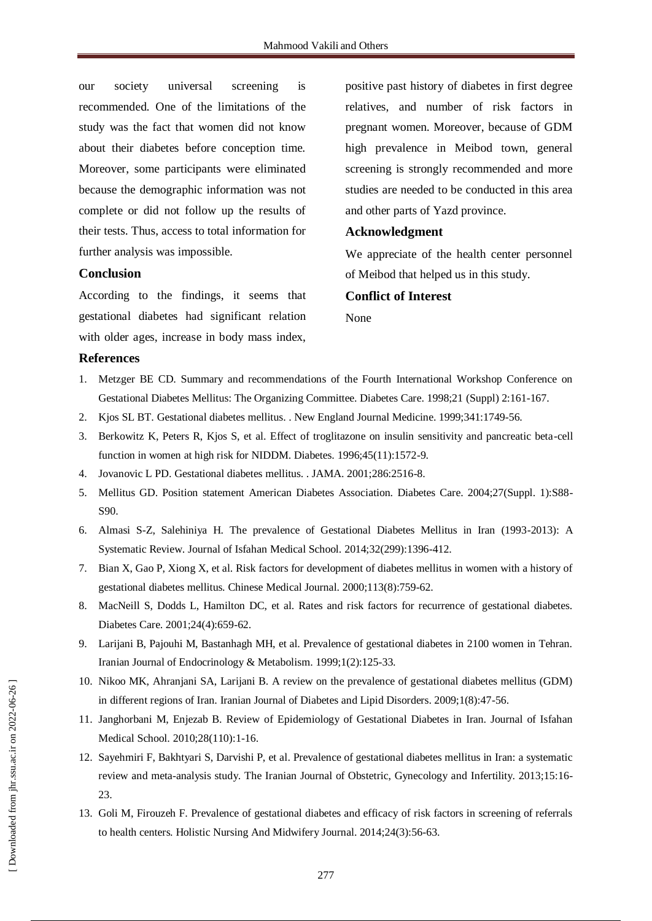our society universal screening is recommended. One of the limitations of the study was the fact that women did not know about their diabetes before conception time. Moreover, some participants were eliminated because the demographic information was not complete or did not follow up the results of their tests. Thus, access to total information for further analysis was impossible.

## Conclusion

According to the findings, it seems that gestational diabetes had significant relation with older ages, increase in body mass index, positive past history of diabetes in first degree relatives, and number of risk factors in pregnant women. Moreover, because of GDM high prevalence in Meibod town, general screening is strongly recommended and more studies are needed to be conducted in this area and other parts of Yazd province.

## Acknowledgment

We appreciate of the health center personnel of Meibod that helped us in this study.

## Conflict of Interest

None

## References

1. Metzger BE CD. Summary and recommendations of the Fourth International Workshop Conference on Gestational Diabetes Mellitus: The Organizing Committee. Diabetes Care. 1998;21 (Suppl) 2:161-167.
2. Kjos SL BT. Gestational diabetes mellitus. . New England Journal Medicine. 1999;341:1749-56.
3. Berkowitz K, Peters R, Kjos S, et al. Effect of troglitazone on insulin sensitivity and pancreatic beta-cell function in women at high risk for NIDDM. Diabetes. 1996;45(11):1572-9.
4. Jovanovic L PD. Gestational diabetes mellitus. . JAMA. 2001;286:2516-8.
5. Mellitus GD. Position statement American Diabetes Association. Diabetes Care. 2004;27(Suppl. 1):S88-S90.
6. Almasi S-Z, Salehiniya H. The prevalence of Gestational Diabetes Mellitus in Iran (1993-2013): A Systematic Review. Journal of Isfahan Medical School. 2014;32(299):1396-412.
7. Bian X, Gao P, Xiong X, et al. Risk factors for development of diabetes mellitus in women with a history of gestational diabetes mellitus. Chinese Medical Journal. 2000;113(8):759-62.
8. MacNeill S, Dodds L, Hamilton DC, et al. Rates and risk factors for recurrence of gestational diabetes. Diabetes Care. 2001;24(4):659-62.
9. Larijani B, Pajouhi M, Bastanhagh MH, et al. Prevalence of gestational diabetes in 2100 women in Tehran. Iranian Journal of Endocrinology & Metabolism. 1999;1(2):125-33.
10. Nikoo MK, Ahranjani SA, Larijani B. A review on the prevalence of gestational diabetes mellitus (GDM) in different regions of Iran. Iranian Journal of Diabetes and Lipid Disorders. 2009;1(8):47-56.
11. Janghorbani M, Enjezab B. Review of Epidemiology of Gestational Diabetes in Iran. Journal of Isfahan Medical School. 2010;28(110):1-16.
12. Sayehmiri F, Bakhtyari S, Darvishi P, et al. Prevalence of gestational diabetes mellitus in Iran: a systematic review and meta-analysis study. The Iranian Journal of Obstetric, Gynecology and Infertility. 2013;15:16-23.
13. Goli M, Firouzeh F. Prevalence of gestational diabetes and efficacy of risk factors in screening of referrals to health centers. Holistic Nursing And Midwifery Journal. 2014;24(3):56-63.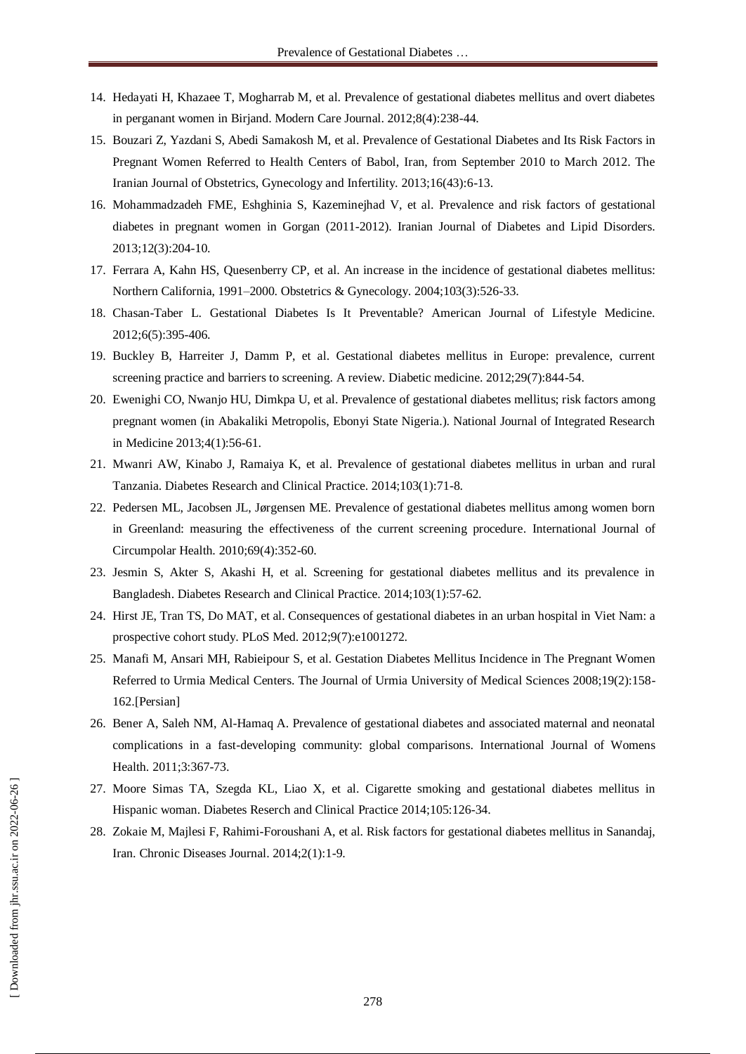14. Hedayati H, Khazaee T, Mogharrab M, et al. Prevalence of gestational diabetes mellitus and overt diabetes in perganant women in Birjand. Modern Care Journal. 2012;8(4):238-44.
15. Bouzari Z, Yazdani S, Abedi Samakosh M, et al. Prevalence of Gestational Diabetes and Its Risk Factors in Pregnant Women Referred to Health Centers of Babol, Iran, from September 2010 to March 2012. The Iranian Journal of Obstetrics, Gynecology and Infertility. 2013;16(43):6-13.
16. Mohammadzadeh FME, Eshghinia S, Kazeminejhad V, et al. Prevalence and risk factors of gestational diabetes in pregnant women in Gorgan (2011-2012). Iranian Journal of Diabetes and Lipid Disorders. 2013;12(3):204-10.
17. Ferrara A, Kahn HS, Quesenberry CP, et al. An increase in the incidence of gestational diabetes mellitus: Northern California, 1991–2000. Obstetrics & Gynecology. 2004;103(3):526-33.
18. Chasan-Taber L. Gestational Diabetes Is It Preventable? American Journal of Lifestyle Medicine. 2012;6(5):395-406.
19. Buckley B, Harreiter J, Damm P, et al. Gestational diabetes mellitus in Europe: prevalence, current screening practice and barriers to screening. A review. Diabetic medicine. 2012;29(7):844-54.
20. Ewenighi CO, Nwanjo HU, Dimkpa U, et al. Prevalence of gestational diabetes mellitus; risk factors among pregnant women (in Abakaliki Metropolis, Ebonyi State Nigeria.). National Journal of Integrated Research in Medicine 2013;4(1):56-61.
21. Mwanri AW, Kinabo J, Ramaiya K, et al. Prevalence of gestational diabetes mellitus in urban and rural Tanzania. Diabetes Research and Clinical Practice. 2014;103(1):71-8.
22. Pedersen ML, Jacobsen JL, Jørgensen ME. Prevalence of gestational diabetes mellitus among women born in Greenland: measuring the effectiveness of the current screening procedure. International Journal of Circumpolar Health. 2010;69(4):352-60.
23. Jesmin S, Akter S, Akashi H, et al. Screening for gestational diabetes mellitus and its prevalence in Bangladesh. Diabetes Research and Clinical Practice. 2014;103(1):57-62.
24. Hirst JE, Tran TS, Do MAT, et al. Consequences of gestational diabetes in an urban hospital in Viet Nam: a prospective cohort study. PLoS Med. 2012;9(7):e1001272.
25. Manafi M, Ansari MH, Rabieipour S, et al. Gestation Diabetes Mellitus Incidence in The Pregnant Women Referred to Urmia Medical Centers. The Journal of Urmia University of Medical Sciences 2008;19(2):158-162.[Persian]
26. Bener A, Saleh NM, Al-Hamaq A. Prevalence of gestational diabetes and associated maternal and neonatal complications in a fast-developing community: global comparisons. International Journal of Womens Health. 2011;3:367-73.
27. Moore Simas TA, Szegda KL, Liao X, et al. Cigarette smoking and gestational diabetes mellitus in Hispanic woman. Diabetes Reserch and Clinical Practice 2014;105:126-34.
28. Zokaie M, Majlesi F, Rahimi-Foroushani A, et al. Risk factors for gestational diabetes mellitus in Sanandaj, Iran. Chronic Diseases Journal. 2014;2(1):1-9.